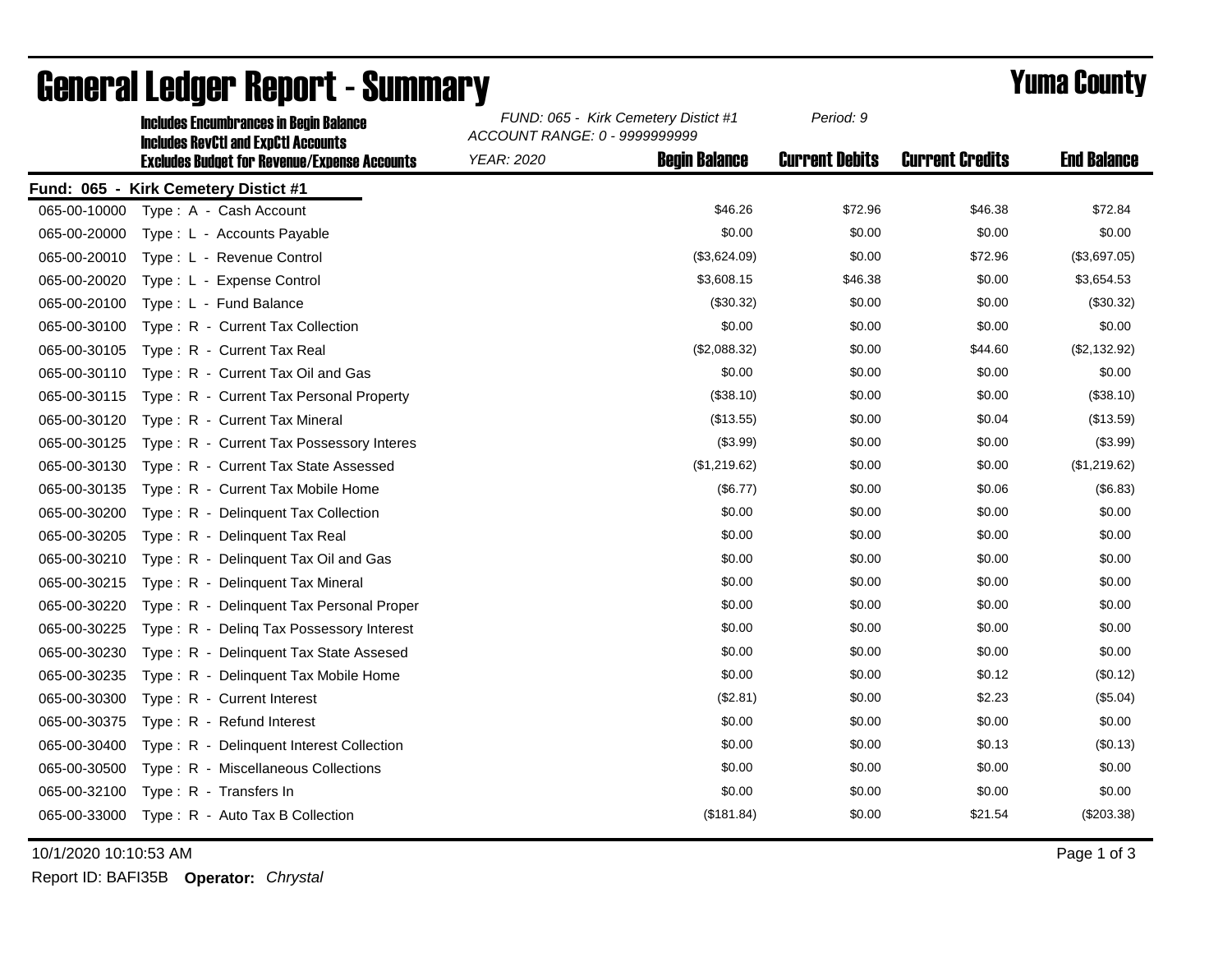# General Ledger Report - Summary

## Yuma County

**Includes Encumbrances in Begin Balance**
**Includes RevCtl and ExpCtl Accounts**
**Excludes Budget for Revenue/Expense Accounts**

*FUND: 065 - Kirk Cemetery Distict #1*
*ACCOUNT RANGE: 0 - 9999999999*
*YEAR: 2020*
*Period: 9*

**Fund: 065 - Kirk Cemetery Distict #1**

| Account | Description | Begin Balance | Current Debits | Current Credits | End Balance |
|---|---|---|---|---|---|
| 065-00-10000 | Type : A - Cash Account | $46.26 | $72.96 | $46.38 | $72.84 |
| 065-00-20000 | Type : L - Accounts Payable | $0.00 | $0.00 | $0.00 | $0.00 |
| 065-00-20010 | Type : L - Revenue Control | ($3,624.09) | $0.00 | $72.96 | ($3,697.05) |
| 065-00-20020 | Type : L - Expense Control | $3,608.15 | $46.38 | $0.00 | $3,654.53 |
| 065-00-20100 | Type : L - Fund Balance | ($30.32) | $0.00 | $0.00 | ($30.32) |
| 065-00-30100 | Type : R - Current Tax Collection | $0.00 | $0.00 | $0.00 | $0.00 |
| 065-00-30105 | Type : R - Current Tax Real | ($2,088.32) | $0.00 | $44.60 | ($2,132.92) |
| 065-00-30110 | Type : R - Current Tax Oil and Gas | $0.00 | $0.00 | $0.00 | $0.00 |
| 065-00-30115 | Type : R - Current Tax Personal Property | ($38.10) | $0.00 | $0.00 | ($38.10) |
| 065-00-30120 | Type : R - Current Tax Mineral | ($13.55) | $0.00 | $0.04 | ($13.59) |
| 065-00-30125 | Type : R - Current Tax Possessory Interes | ($3.99) | $0.00 | $0.00 | ($3.99) |
| 065-00-30130 | Type : R - Current Tax State Assessed | ($1,219.62) | $0.00 | $0.00 | ($1,219.62) |
| 065-00-30135 | Type : R - Current Tax Mobile Home | ($6.77) | $0.00 | $0.06 | ($6.83) |
| 065-00-30200 | Type : R - Delinquent Tax Collection | $0.00 | $0.00 | $0.00 | $0.00 |
| 065-00-30205 | Type : R - Delinquent Tax Real | $0.00 | $0.00 | $0.00 | $0.00 |
| 065-00-30210 | Type : R - Delinquent Tax Oil and Gas | $0.00 | $0.00 | $0.00 | $0.00 |
| 065-00-30215 | Type : R - Delinquent Tax Mineral | $0.00 | $0.00 | $0.00 | $0.00 |
| 065-00-30220 | Type : R - Delinquent Tax Personal Proper | $0.00 | $0.00 | $0.00 | $0.00 |
| 065-00-30225 | Type : R - Delinq Tax Possessory Interest | $0.00 | $0.00 | $0.00 | $0.00 |
| 065-00-30230 | Type : R - Delinquent Tax State Assesed | $0.00 | $0.00 | $0.00 | $0.00 |
| 065-00-30235 | Type : R - Delinquent Tax Mobile Home | $0.00 | $0.00 | $0.12 | ($0.12) |
| 065-00-30300 | Type : R - Current Interest | ($2.81) | $0.00 | $2.23 | ($5.04) |
| 065-00-30375 | Type : R - Refund Interest | $0.00 | $0.00 | $0.00 | $0.00 |
| 065-00-30400 | Type : R - Delinquent Interest Collection | $0.00 | $0.00 | $0.13 | ($0.13) |
| 065-00-30500 | Type : R - Miscellaneous Collections | $0.00 | $0.00 | $0.00 | $0.00 |
| 065-00-32100 | Type : R - Transfers In | $0.00 | $0.00 | $0.00 | $0.00 |
| 065-00-33000 | Type : R - Auto Tax B Collection | ($181.84) | $0.00 | $21.54 | ($203.38) |

10/1/2020 10:10:53 AM

Report ID: BAFI35B **Operator:** *Chrystal*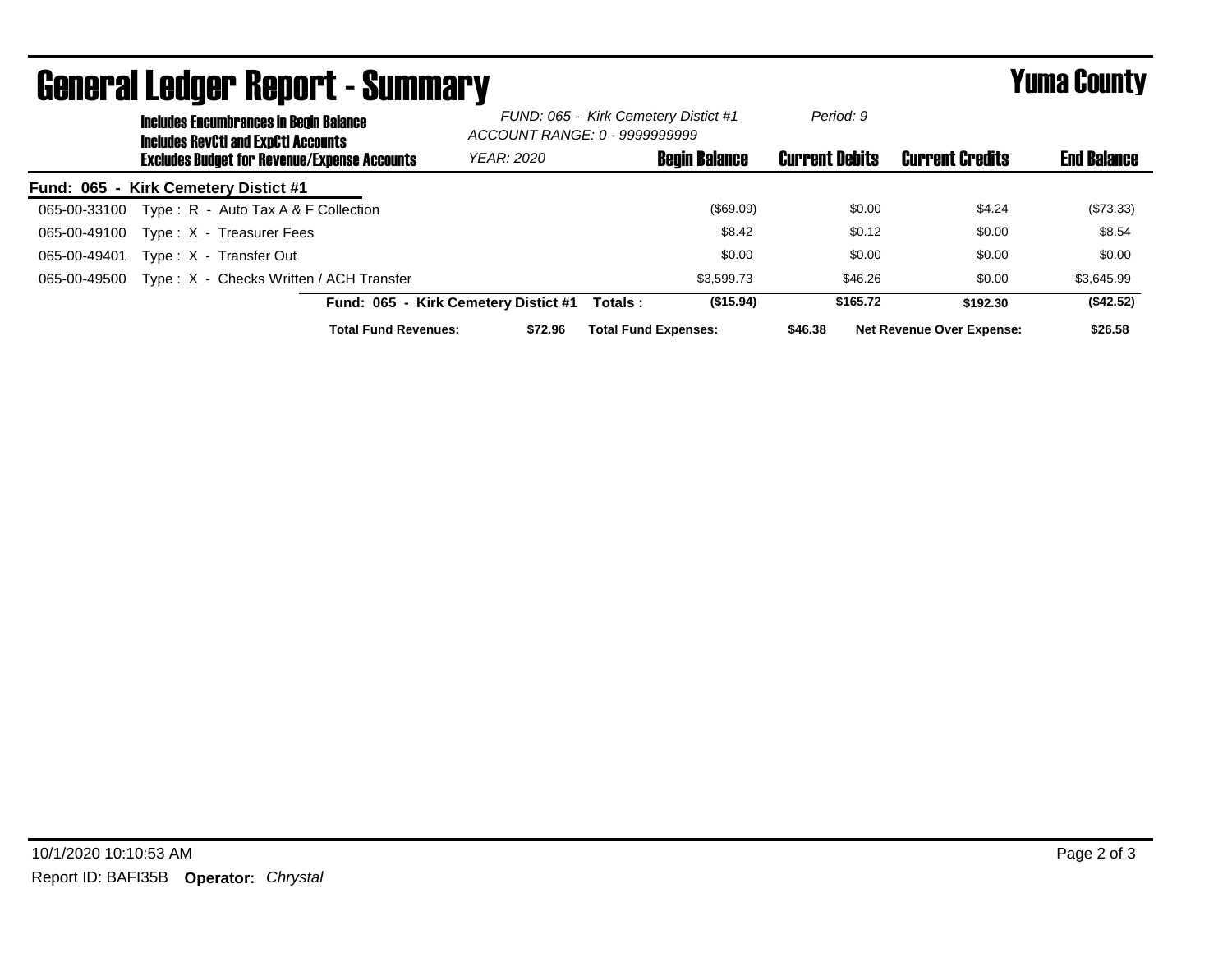# General Ledger Report - Summary

**Yuma County**

**Includes Encumbrances in Begin Balance**
**Includes RevCtl and ExpCtl Accounts**
**Excludes Budget for Revenue/Expense Accounts**

*FUND: 065 - Kirk Cemetery Distict #1*
*ACCOUNT RANGE: 0 - 9999999999*
*YEAR: 2020*
*Period: 9*

| | | Begin Balance | Current Debits | Current Credits | End Balance |
|---|---|---|---|---|---|
| **Fund: 065 - Kirk Cemetery Distict #1** | | | | | |
| 065-00-33100 | Type : R - Auto Tax A & F Collection | ($69.09) | $0.00 | $4.24 | ($73.33) |
| 065-00-49100 | Type : X - Treasurer Fees | $8.42 | $0.12 | $0.00 | $8.54 |
| 065-00-49401 | Type : X - Transfer Out | $0.00 | $0.00 | $0.00 | $0.00 |
| 065-00-49500 | Type : X - Checks Written / ACH Transfer | $3,599.73 | $46.26 | $0.00 | $3,645.99 |
| | **Fund: 065 - Kirk Cemetery Distict #1 Totals :** | **($15.94)** | **$165.72** | **$192.30** | **($42.52)** |

**Total Fund Revenues:** **$72.96** **Total Fund Expenses:** **$46.38** **Net Revenue Over Expense:** **$26.58**

10/1/2020 10:10:53 AM

Report ID: BAFI35B **Operator:** *Chrystal*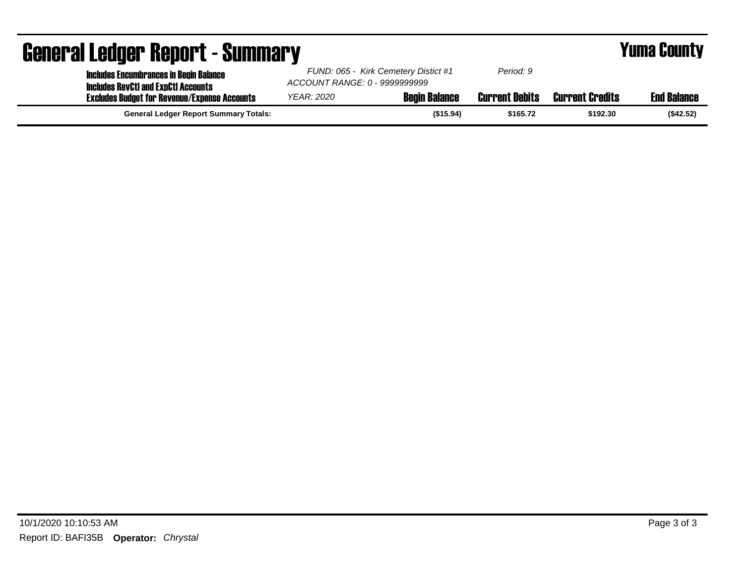# General Ledger Report - Summary

**Yuma County**

**Includes Encumbrances in Begin Balance**
**Includes RevCtl and ExpCtl Accounts**
**Excludes Budget for Revenue/Expense Accounts**

*FUND: 065 - Kirk Cemetery Distict #1*
*ACCOUNT RANGE: 0 - 9999999999*
*YEAR: 2020*
*Period: 9*

| | Begin Balance | Current Debits | Current Credits | End Balance |
|---|---|---|---|---|
| **General Ledger Report Summary Totals:** | **($15.94)** | **$165.72** | **$192.30** | **($42.52)** |

10/1/2020 10:10:53 AM

Report ID: BAFI35B **Operator:** *Chrystal*